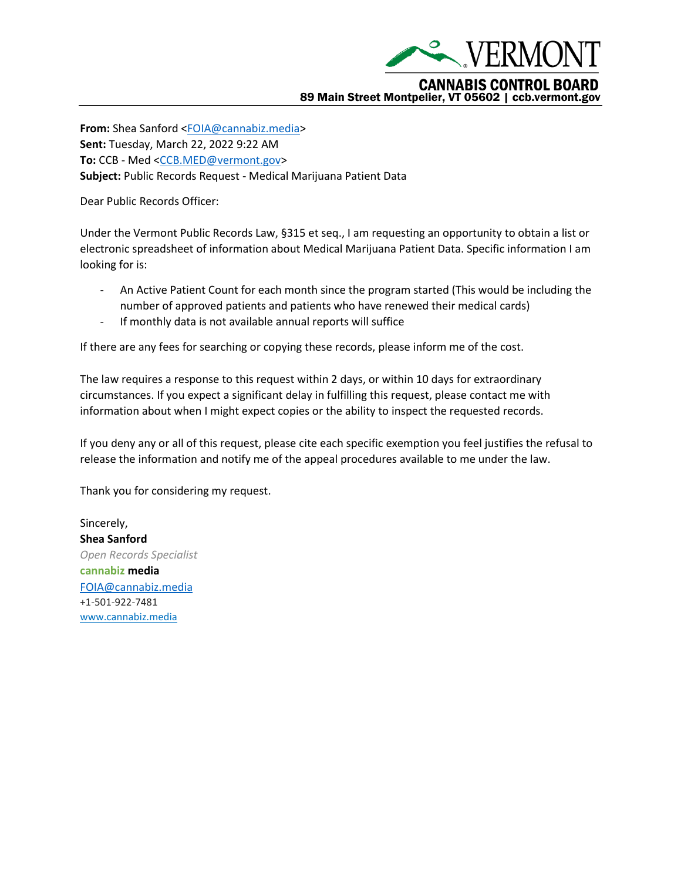VERMONT

**CANNABIS CONTROL BOARD**
**89 Main Street Montpelier, VT 05602 | ccb.vermont.gov**

---

**From:** Shea Sanford <FOIA@cannabiz.media>
**Sent:** Tuesday, March 22, 2022 9:22 AM
**To:** CCB - Med <CCB.MED@vermont.gov>
**Subject:** Public Records Request - Medical Marijuana Patient Data

Dear Public Records Officer:

Under the Vermont Public Records Law, §315 et seq., I am requesting an opportunity to obtain a list or electronic spreadsheet of information about Medical Marijuana Patient Data. Specific information I am looking for is:

- An Active Patient Count for each month since the program started (This would be including the number of approved patients and patients who have renewed their medical cards)
- If monthly data is not available annual reports will suffice

If there are any fees for searching or copying these records, please inform me of the cost.

The law requires a response to this request within 2 days, or within 10 days for extraordinary circumstances. If you expect a significant delay in fulfilling this request, please contact me with information about when I might expect copies or the ability to inspect the requested records.

If you deny any or all of this request, please cite each specific exemption you feel justifies the refusal to release the information and notify me of the appeal procedures available to me under the law.

Thank you for considering my request.

Sincerely,
**Shea Sanford**
*Open Records Specialist*
**cannabiz media**
FOIA@cannabiz.media
+1-501-922-7481
www.cannabiz.media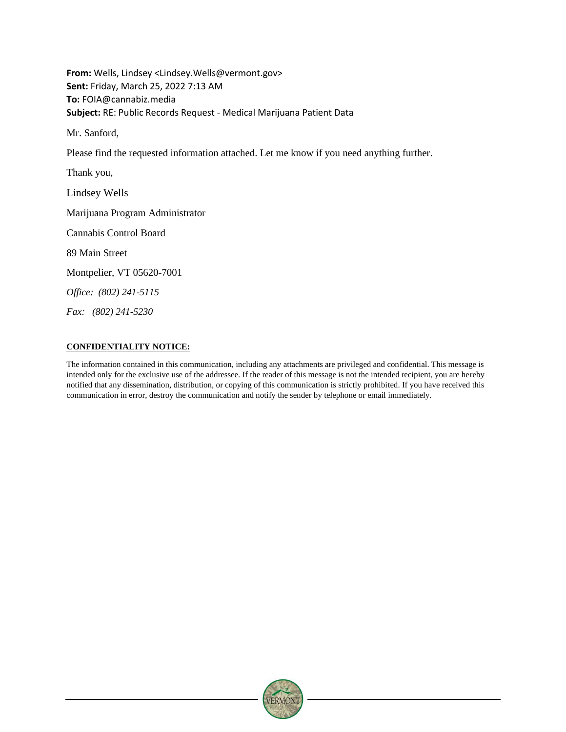**From:** Wells, Lindsey <Lindsey.Wells@vermont.gov>
**Sent:** Friday, March 25, 2022 7:13 AM
**To:** FOIA@cannabiz.media
**Subject:** RE: Public Records Request - Medical Marijuana Patient Data

Mr. Sanford,

Please find the requested information attached. Let me know if you need anything further.

Thank you,

Lindsey Wells

Marijuana Program Administrator

Cannabis Control Board

89 Main Street

Montpelier, VT 05620-7001

*Office: (802) 241-5115*

*Fax: (802) 241-5230*

**CONFIDENTIALITY NOTICE:**

The information contained in this communication, including any attachments are privileged and confidential. This message is intended only for the exclusive use of the addressee. If the reader of this message is not the intended recipient, you are hereby notified that any dissemination, distribution, or copying of this communication is strictly prohibited. If you have received this communication in error, destroy the communication and notify the sender by telephone or email immediately.